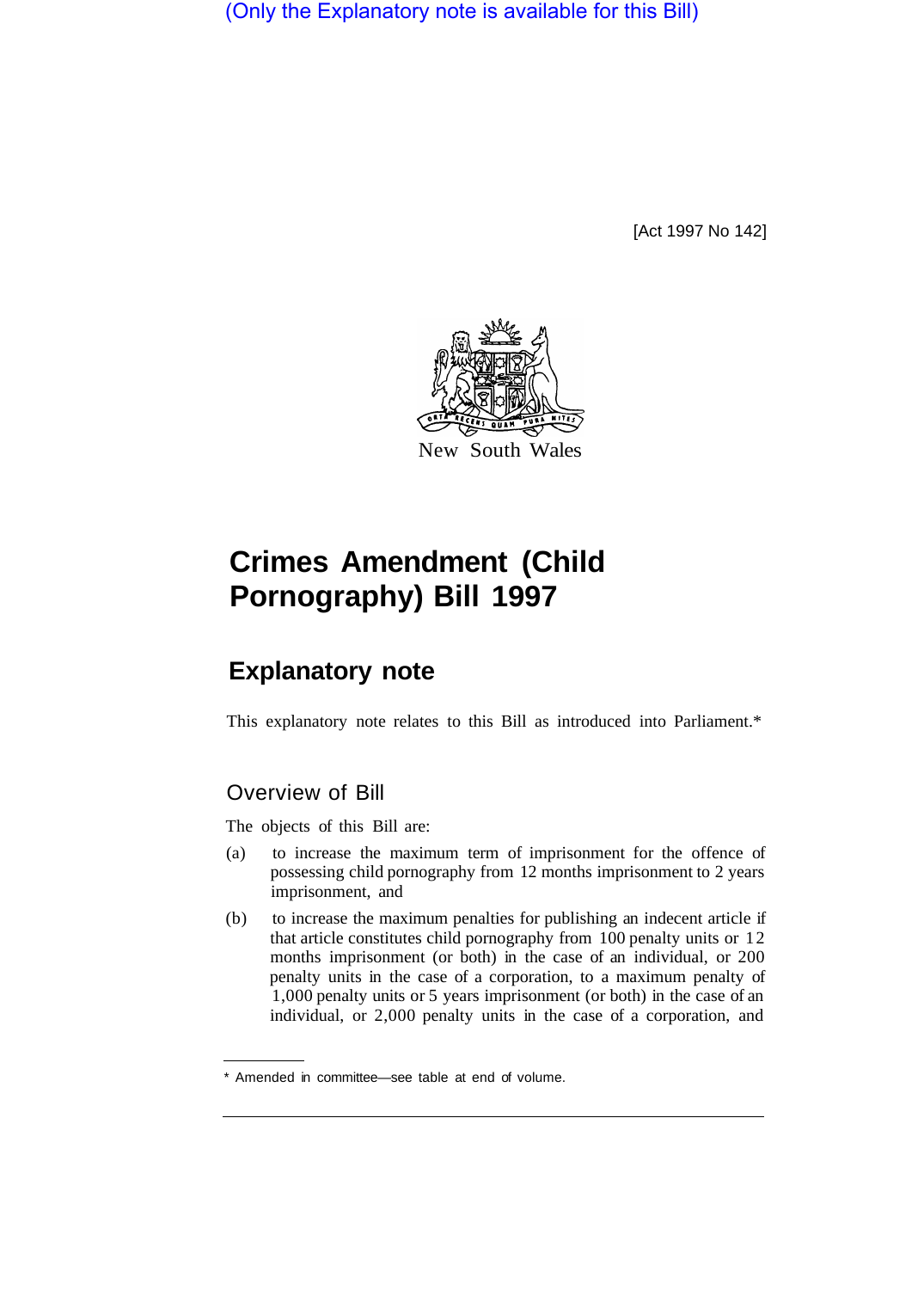(Only the Explanatory note is available for this Bill)

[Act 1997 No 142]

New South Wales

# Crimes Amendment (Child Pornography) Bill 1997

## Explanatory note

This explanatory note relates to this Bill as introduced into Parliament.*

### Overview of Bill

The objects of this Bill are:

(a) to increase the maximum term of imprisonment for the offence of possessing child pornography from 12 months imprisonment to 2 years imprisonment, and

(b) to increase the maximum penalties for publishing an indecent article if that article constitutes child pornography from 100 penalty units or 12 months imprisonment (or both) in the case of an individual, or 200 penalty units in the case of a corporation, to a maximum penalty of 1,000 penalty units or 5 years imprisonment (or both) in the case of an individual, or 2,000 penalty units in the case of a corporation, and

* Amended in committee—see table at end of volume.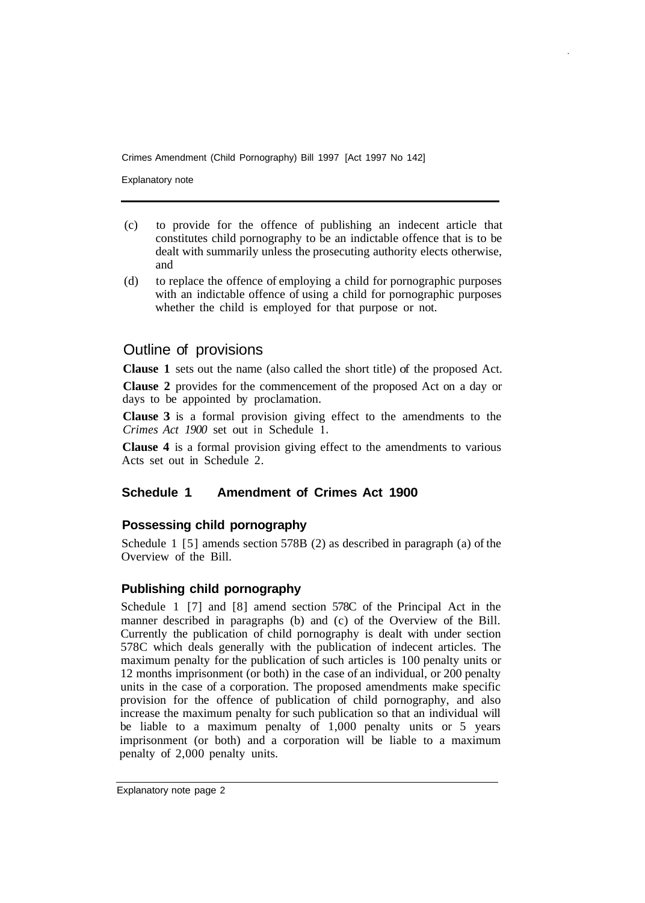(c) to provide for the offence of publishing an indecent article that constitutes child pornography to be an indictable offence that is to be dealt with summarily unless the prosecuting authority elects otherwise, and

(d) to replace the offence of employing a child for pornographic purposes with an indictable offence of using a child for pornographic purposes whether the child is employed for that purpose or not.

## Outline of provisions

**Clause 1** sets out the name (also called the short title) of the proposed Act.

**Clause 2** provides for the commencement of the proposed Act on a day or days to be appointed by proclamation.

**Clause 3** is a formal provision giving effect to the amendments to the *Crimes Act 1900* set out in Schedule 1.

**Clause 4** is a formal provision giving effect to the amendments to various Acts set out in Schedule 2.

### Schedule 1 Amendment of Crimes Act 1900

#### Possessing child pornography

Schedule 1 [5] amends section 578B (2) as described in paragraph (a) of the Overview of the Bill.

#### Publishing child pornography

Schedule 1 [7] and [8] amend section 578C of the Principal Act in the manner described in paragraphs (b) and (c) of the Overview of the Bill. Currently the publication of child pornography is dealt with under section 578C which deals generally with the publication of indecent articles. The maximum penalty for the publication of such articles is 100 penalty units or 12 months imprisonment (or both) in the case of an individual, or 200 penalty units in the case of a corporation. The proposed amendments make specific provision for the offence of publication of child pornography, and also increase the maximum penalty for such publication so that an individual will be liable to a maximum penalty of 1,000 penalty units or 5 years imprisonment (or both) and a corporation will be liable to a maximum penalty of 2,000 penalty units.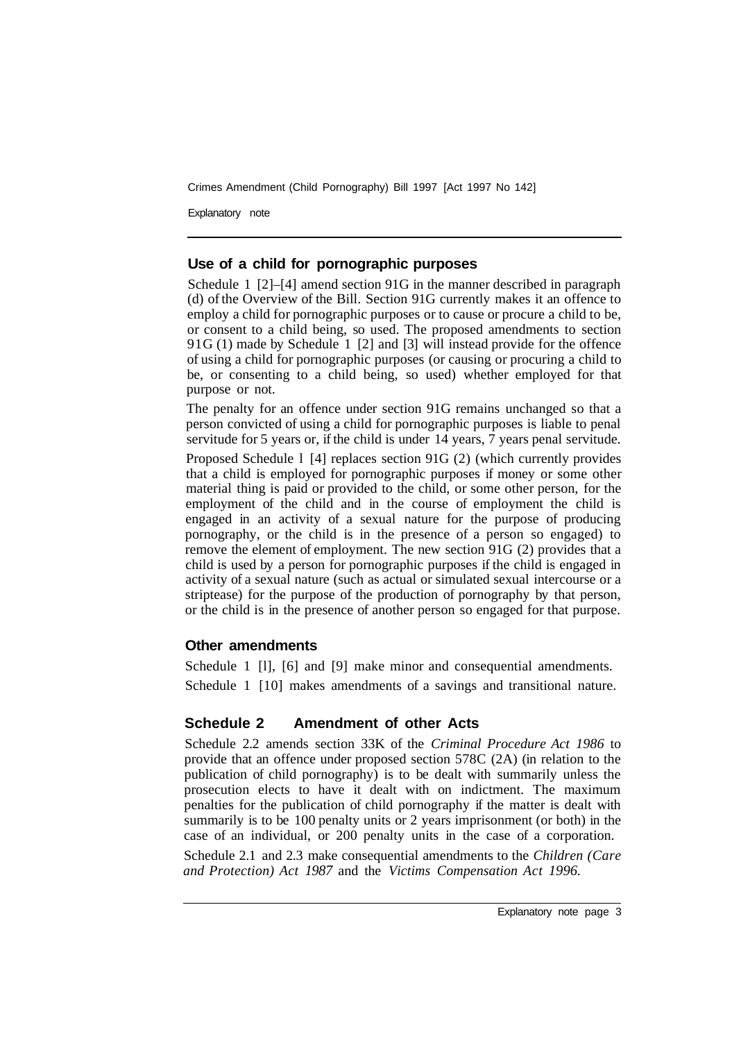### Use of a child for pornographic purposes

Schedule 1 [2]–[4] amend section 91G in the manner described in paragraph (d) of the Overview of the Bill. Section 91G currently makes it an offence to employ a child for pornographic purposes or to cause or procure a child to be, or consent to a child being, so used. The proposed amendments to section 91G (1) made by Schedule 1 [2] and [3] will instead provide for the offence of using a child for pornographic purposes (or causing or procuring a child to be, or consenting to a child being, so used) whether employed for that purpose or not.

The penalty for an offence under section 91G remains unchanged so that a person convicted of using a child for pornographic purposes is liable to penal servitude for 5 years or, if the child is under 14 years, 7 years penal servitude.

Proposed Schedule 1 [4] replaces section 91G (2) (which currently provides that a child is employed for pornographic purposes if money or some other material thing is paid or provided to the child, or some other person, for the employment of the child and in the course of employment the child is engaged in an activity of a sexual nature for the purpose of producing pornography, or the child is in the presence of a person so engaged) to remove the element of employment. The new section 91G (2) provides that a child is used by a person for pornographic purposes if the child is engaged in activity of a sexual nature (such as actual or simulated sexual intercourse or a striptease) for the purpose of the production of pornography by that person, or the child is in the presence of another person so engaged for that purpose.

### Other amendments

Schedule 1 [l], [6] and [9] make minor and consequential amendments.

Schedule 1 [10] makes amendments of a savings and transitional nature.

## Schedule 2 Amendment of other Acts

Schedule 2.2 amends section 33K of the *Criminal Procedure Act 1986* to provide that an offence under proposed section 578C (2A) (in relation to the publication of child pornography) is to be dealt with summarily unless the prosecution elects to have it dealt with on indictment. The maximum penalties for the publication of child pornography if the matter is dealt with summarily is to be 100 penalty units or 2 years imprisonment (or both) in the case of an individual, or 200 penalty units in the case of a corporation.

Schedule 2.1 and 2.3 make consequential amendments to the *Children (Care and Protection) Act 1987* and the *Victims Compensation Act 1996.*